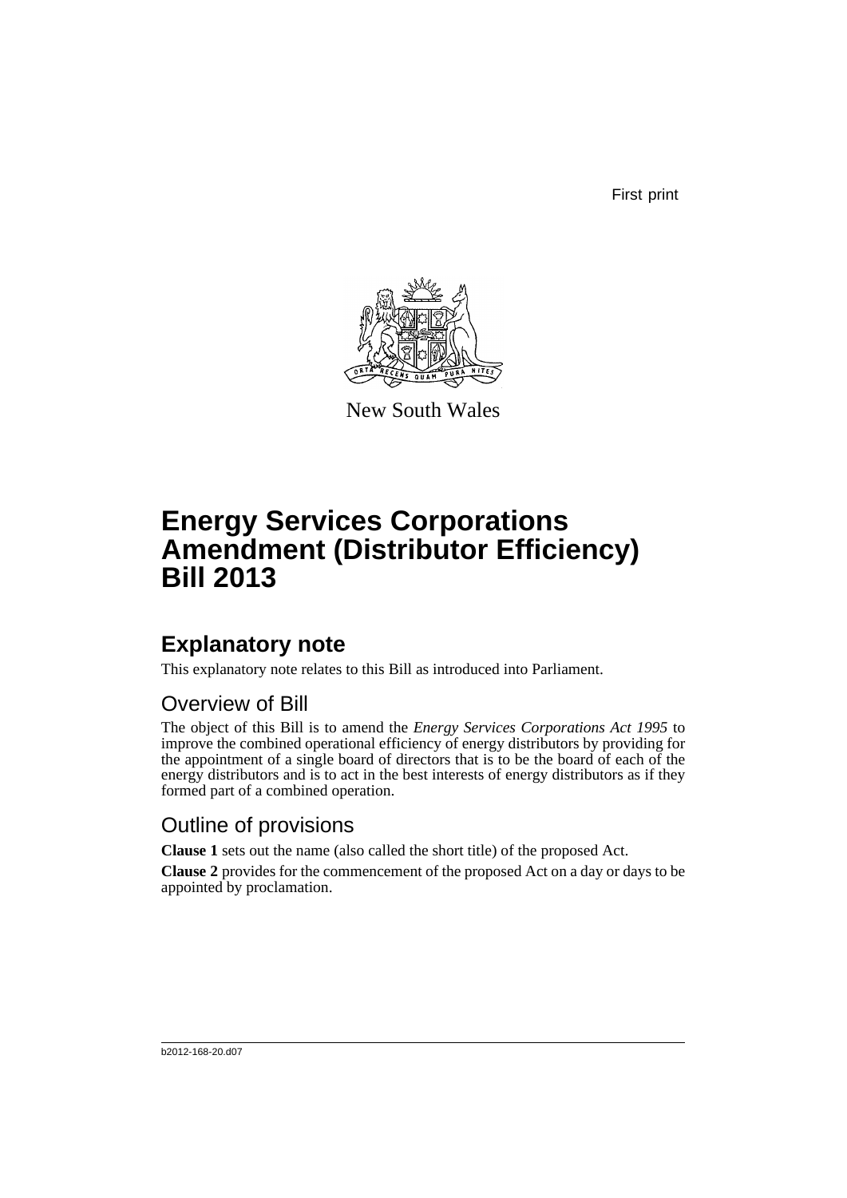First print

New South Wales

# Energy Services Corporations Amendment (Distributor Efficiency) Bill 2013

## Explanatory note

This explanatory note relates to this Bill as introduced into Parliament.

### Overview of Bill

The object of this Bill is to amend the *Energy Services Corporations Act 1995* to improve the combined operational efficiency of energy distributors by providing for the appointment of a single board of directors that is to be the board of each of the energy distributors and is to act in the best interests of energy distributors as if they formed part of a combined operation.

### Outline of provisions

**Clause 1** sets out the name (also called the short title) of the proposed Act.

**Clause 2** provides for the commencement of the proposed Act on a day or days to be appointed by proclamation.

b2012-168-20.d07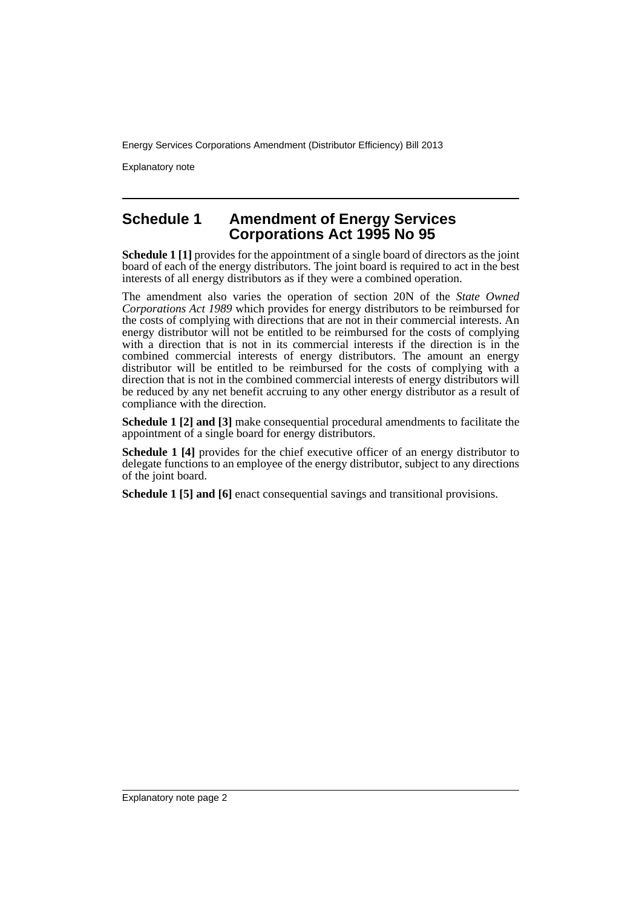## Schedule 1 Amendment of Energy Services Corporations Act 1995 No 95

**Schedule 1 [1]** provides for the appointment of a single board of directors as the joint board of each of the energy distributors. The joint board is required to act in the best interests of all energy distributors as if they were a combined operation.

The amendment also varies the operation of section 20N of the *State Owned Corporations Act 1989* which provides for energy distributors to be reimbursed for the costs of complying with directions that are not in their commercial interests. An energy distributor will not be entitled to be reimbursed for the costs of complying with a direction that is not in its commercial interests if the direction is in the combined commercial interests of energy distributors. The amount an energy distributor will be entitled to be reimbursed for the costs of complying with a direction that is not in the combined commercial interests of energy distributors will be reduced by any net benefit accruing to any other energy distributor as a result of compliance with the direction.

**Schedule 1 [2] and [3]** make consequential procedural amendments to facilitate the appointment of a single board for energy distributors.

**Schedule 1 [4]** provides for the chief executive officer of an energy distributor to delegate functions to an employee of the energy distributor, subject to any directions of the joint board.

**Schedule 1 [5] and [6]** enact consequential savings and transitional provisions.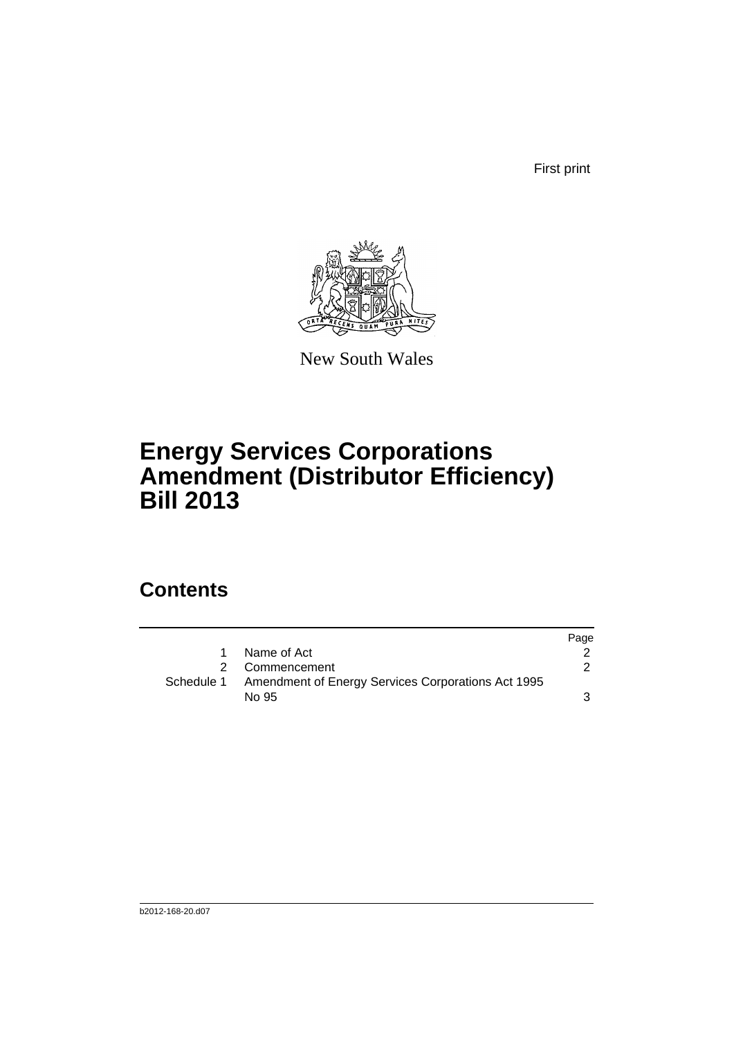First print

New South Wales

# Energy Services Corporations Amendment (Distributor Efficiency) Bill 2013

## Contents

| | | Page |
|---|---|---|
| 1 | Name of Act | 2 |
| 2 | Commencement | 2 |
| Schedule 1 | Amendment of Energy Services Corporations Act 1995 No 95 | 3 |

b2012-168-20.d07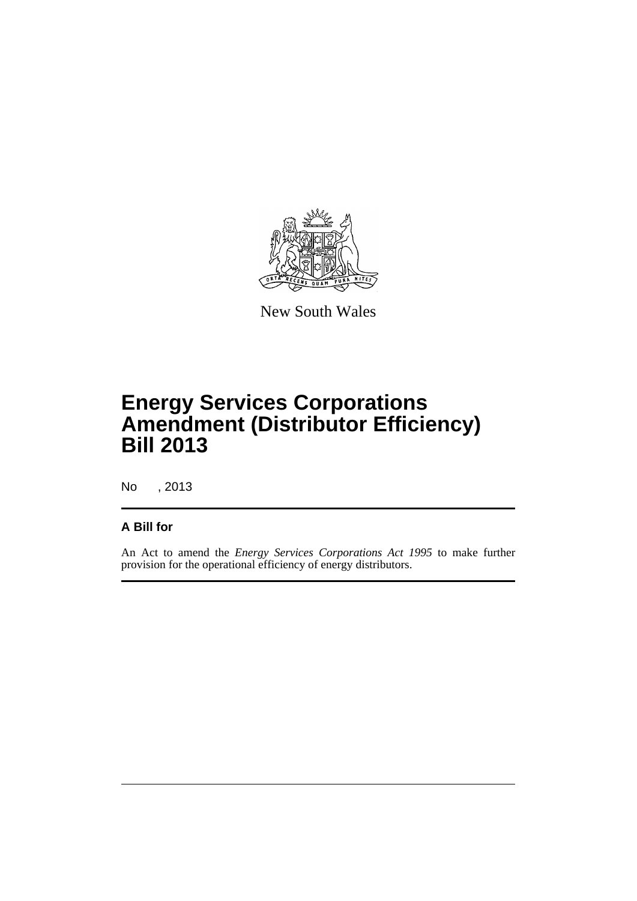New South Wales

# Energy Services Corporations Amendment (Distributor Efficiency) Bill 2013

No , 2013

**A Bill for**

An Act to amend the *Energy Services Corporations Act 1995* to make further provision for the operational efficiency of energy distributors.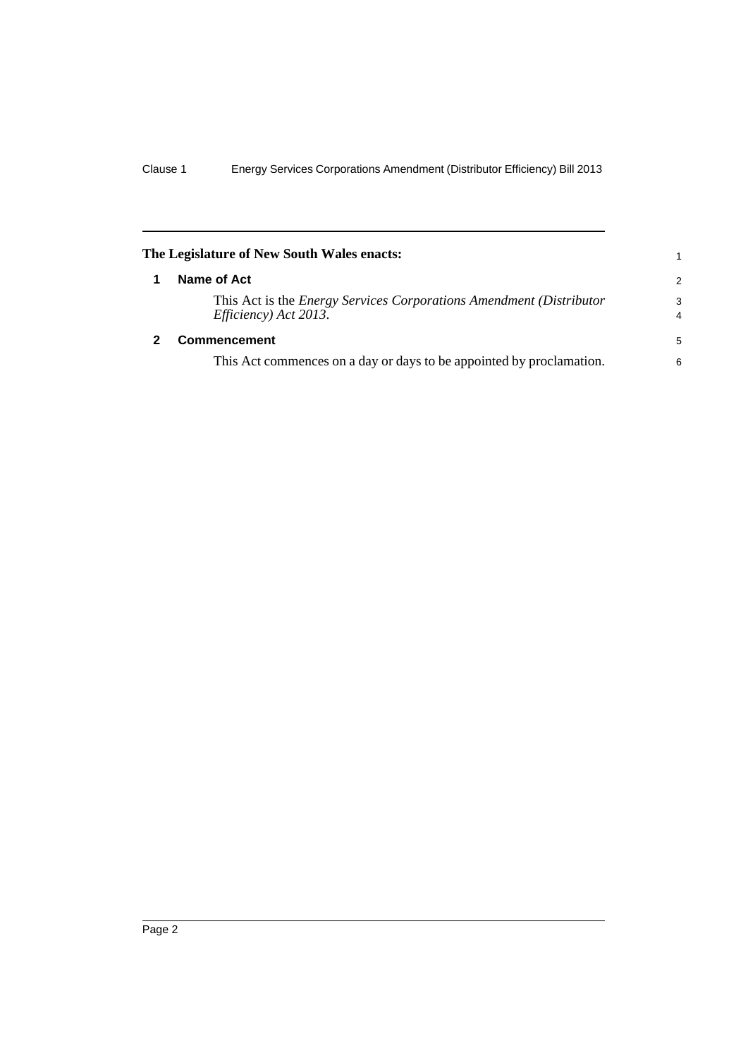**The Legislature of New South Wales enacts:**

## 1 Name of Act

This Act is the *Energy Services Corporations Amendment (Distributor Efficiency) Act 2013*.

## 2 Commencement

This Act commences on a day or days to be appointed by proclamation.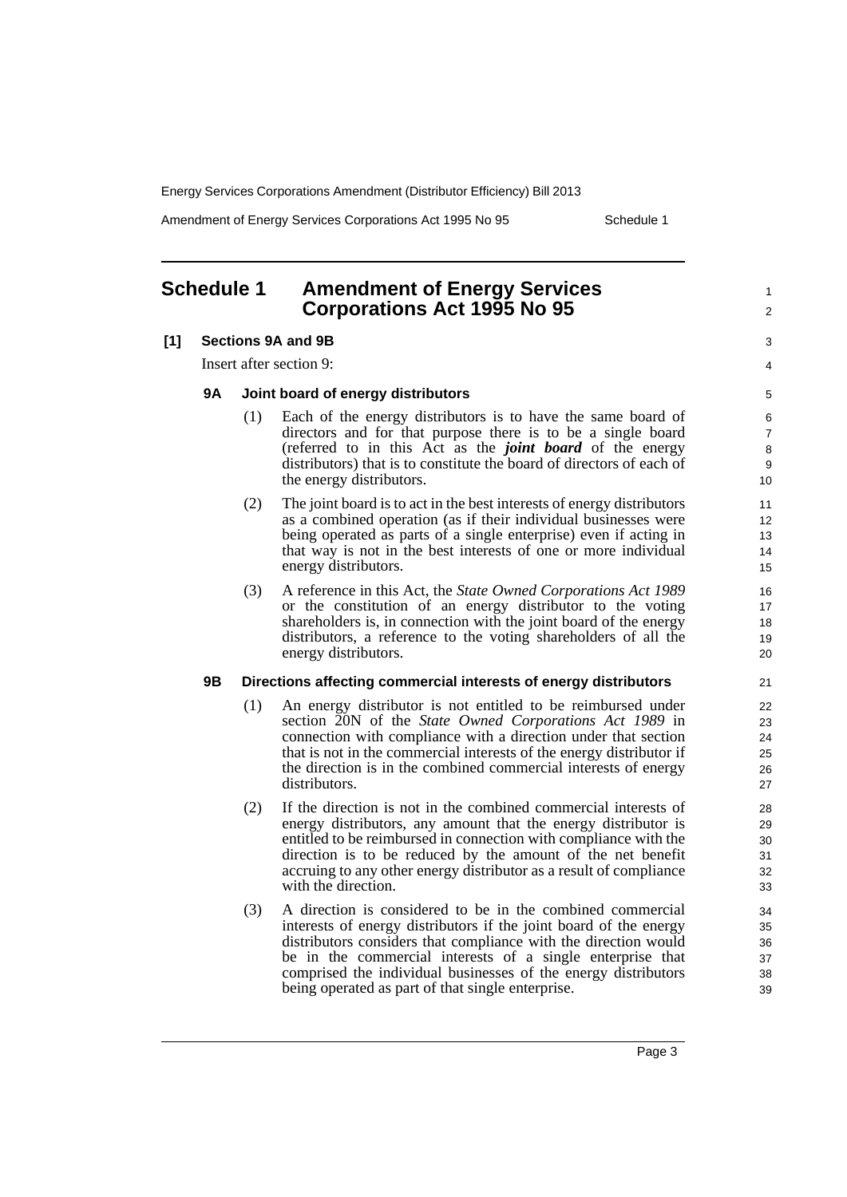## Schedule 1 Amendment of Energy Services Corporations Act 1995 No 95

### [1] Sections 9A and 9B

Insert after section 9:

#### 9A Joint board of energy distributors

(1) Each of the energy distributors is to have the same board of directors and for that purpose there is to be a single board (referred to in this Act as the ***joint board*** of the energy distributors) that is to constitute the board of directors of each of the energy distributors.

(2) The joint board is to act in the best interests of energy distributors as a combined operation (as if their individual businesses were being operated as parts of a single enterprise) even if acting in that way is not in the best interests of one or more individual energy distributors.

(3) A reference in this Act, the *State Owned Corporations Act 1989* or the constitution of an energy distributor to the voting shareholders is, in connection with the joint board of the energy distributors, a reference to the voting shareholders of all the energy distributors.

#### 9B Directions affecting commercial interests of energy distributors

(1) An energy distributor is not entitled to be reimbursed under section 20N of the *State Owned Corporations Act 1989* in connection with compliance with a direction under that section that is not in the commercial interests of the energy distributor if the direction is in the combined commercial interests of energy distributors.

(2) If the direction is not in the combined commercial interests of energy distributors, any amount that the energy distributor is entitled to be reimbursed in connection with compliance with the direction is to be reduced by the amount of the net benefit accruing to any other energy distributor as a result of compliance with the direction.

(3) A direction is considered to be in the combined commercial interests of energy distributors if the joint board of the energy distributors considers that compliance with the direction would be in the commercial interests of a single enterprise that comprised the individual businesses of the energy distributors being operated as part of that single enterprise.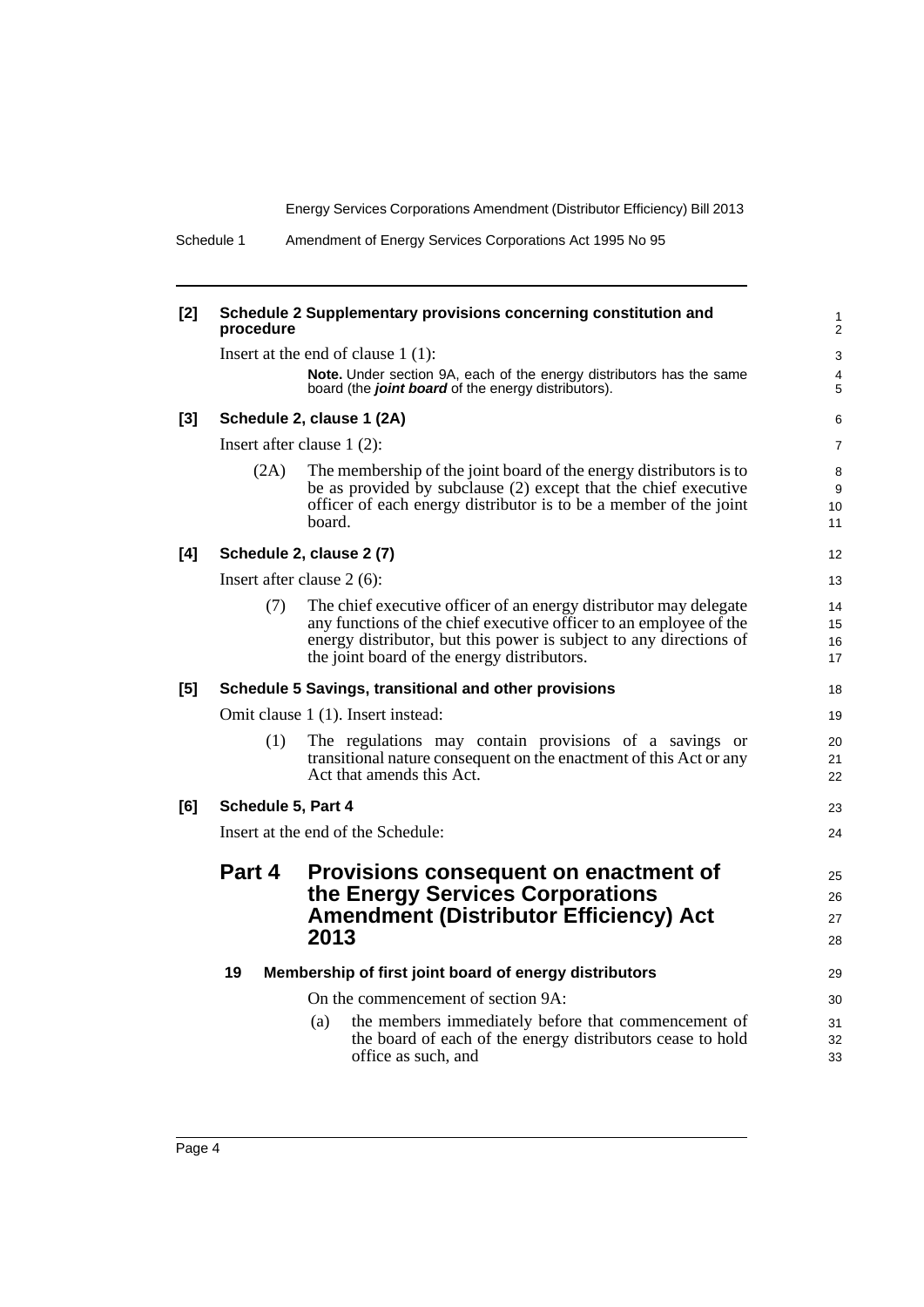**[2] Schedule 2 Supplementary provisions concerning constitution and procedure**

Insert at the end of clause 1 (1):

> **Note.** Under section 9A, each of the energy distributors has the same board (the ***joint board*** of the energy distributors).

**[3] Schedule 2, clause 1 (2A)**

Insert after clause 1 (2):

(2A) The membership of the joint board of the energy distributors is to be as provided by subclause (2) except that the chief executive officer of each energy distributor is to be a member of the joint board.

**[4] Schedule 2, clause 2 (7)**

Insert after clause 2 (6):

(7) The chief executive officer of an energy distributor may delegate any functions of the chief executive officer to an employee of the energy distributor, but this power is subject to any directions of the joint board of the energy distributors.

**[5] Schedule 5 Savings, transitional and other provisions**

Omit clause 1 (1). Insert instead:

(1) The regulations may contain provisions of a savings or transitional nature consequent on the enactment of this Act or any Act that amends this Act.

**[6] Schedule 5, Part 4**

Insert at the end of the Schedule:

## Part 4 Provisions consequent on enactment of the Energy Services Corporations Amendment (Distributor Efficiency) Act 2013

### 19 Membership of first joint board of energy distributors

On the commencement of section 9A:

(a) the members immediately before that commencement of the board of each of the energy distributors cease to hold office as such, and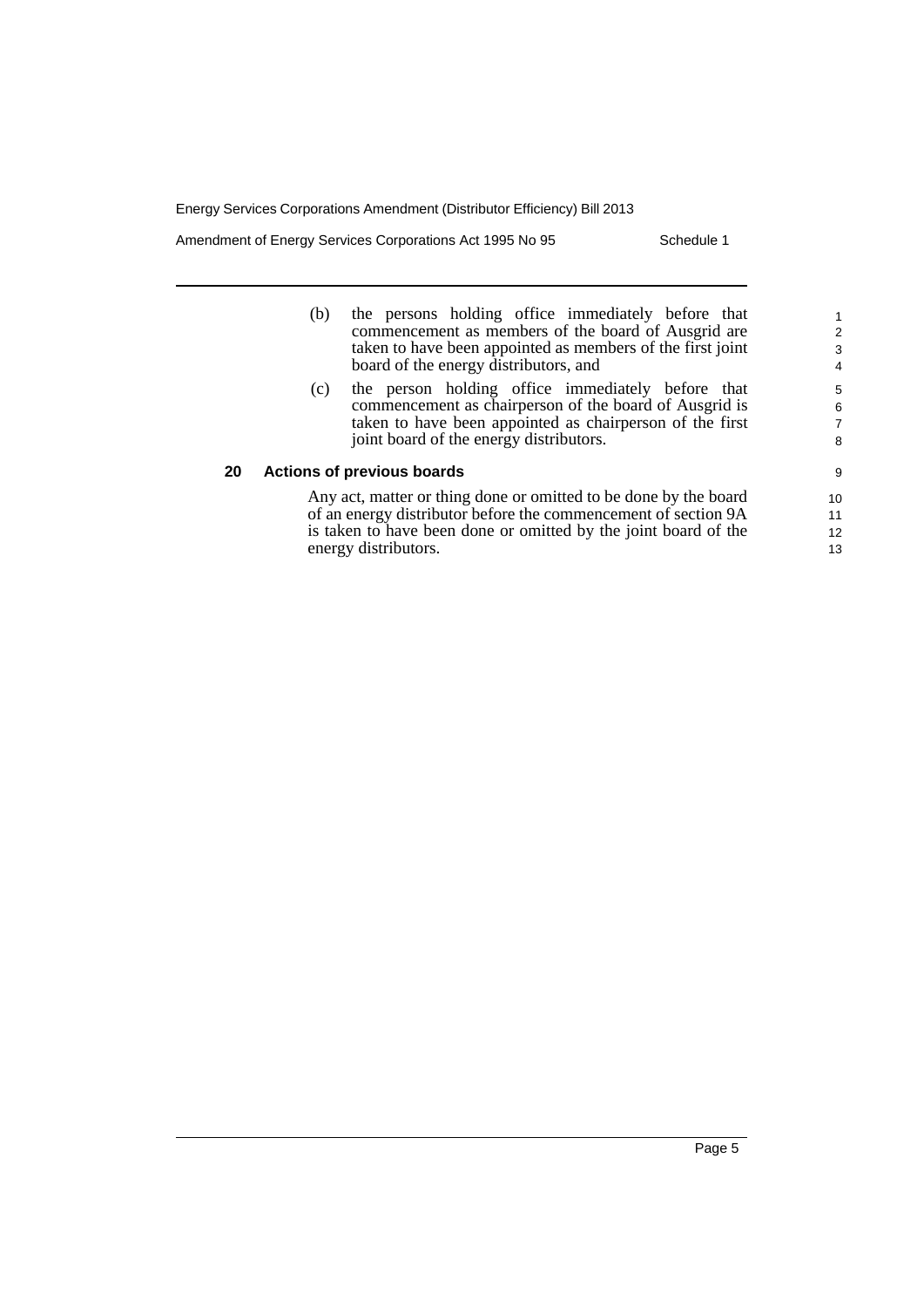(b) the persons holding office immediately before that commencement as members of the board of Ausgrid are taken to have been appointed as members of the first joint board of the energy distributors, and

(c) the person holding office immediately before that commencement as chairperson of the board of Ausgrid is taken to have been appointed as chairperson of the first joint board of the energy distributors.

### 20 Actions of previous boards

Any act, matter or thing done or omitted to be done by the board of an energy distributor before the commencement of section 9A is taken to have been done or omitted by the joint board of the energy distributors.